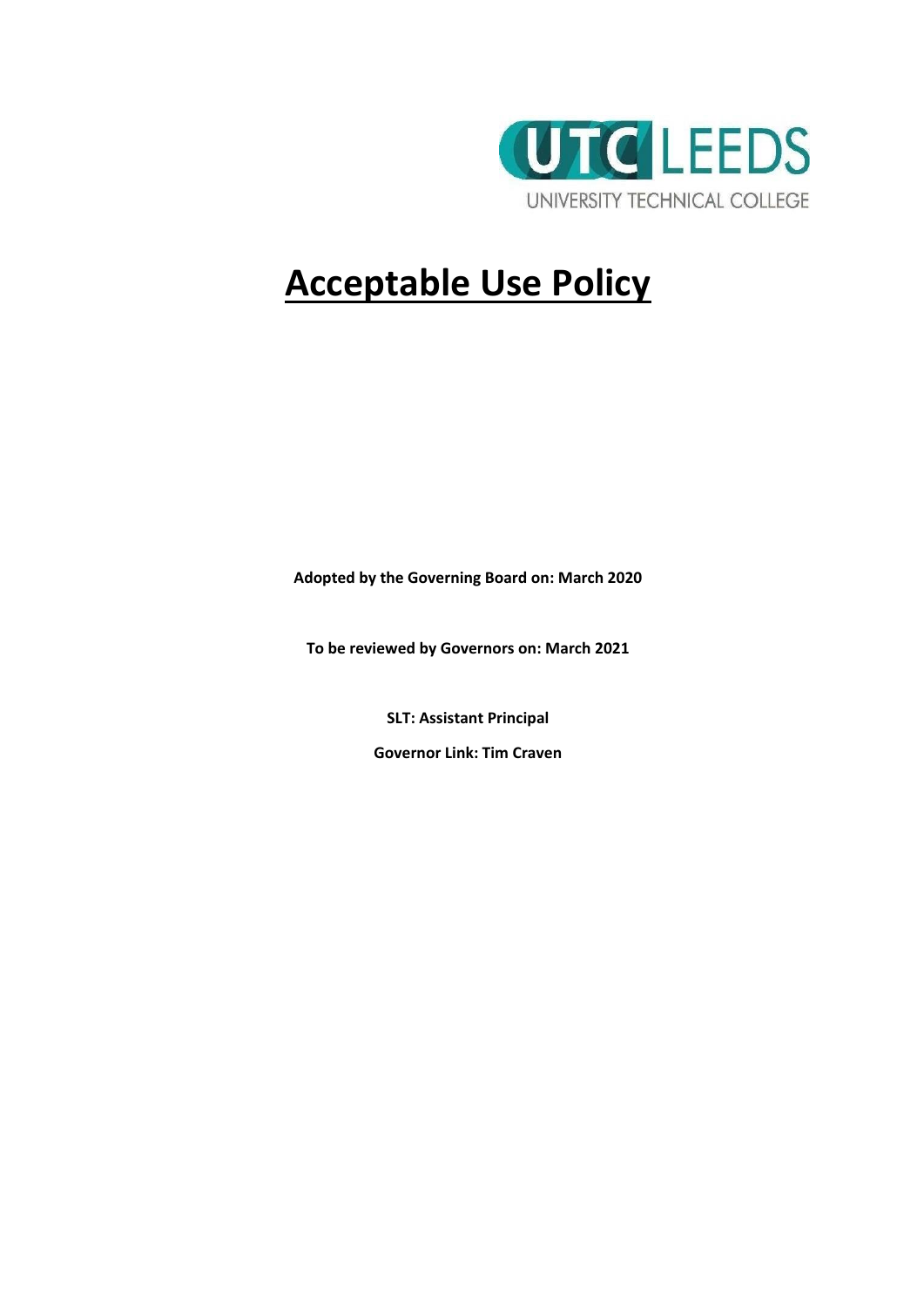UTC LEEDS

UNIVERSITY TECHNICAL COLLEGE

# Acceptable Use Policy

**Adopted by the Governing Board on: March 2020**

**To be reviewed by Governors on: March 2021**

**SLT: Assistant Principal**

**Governor Link: Tim Craven**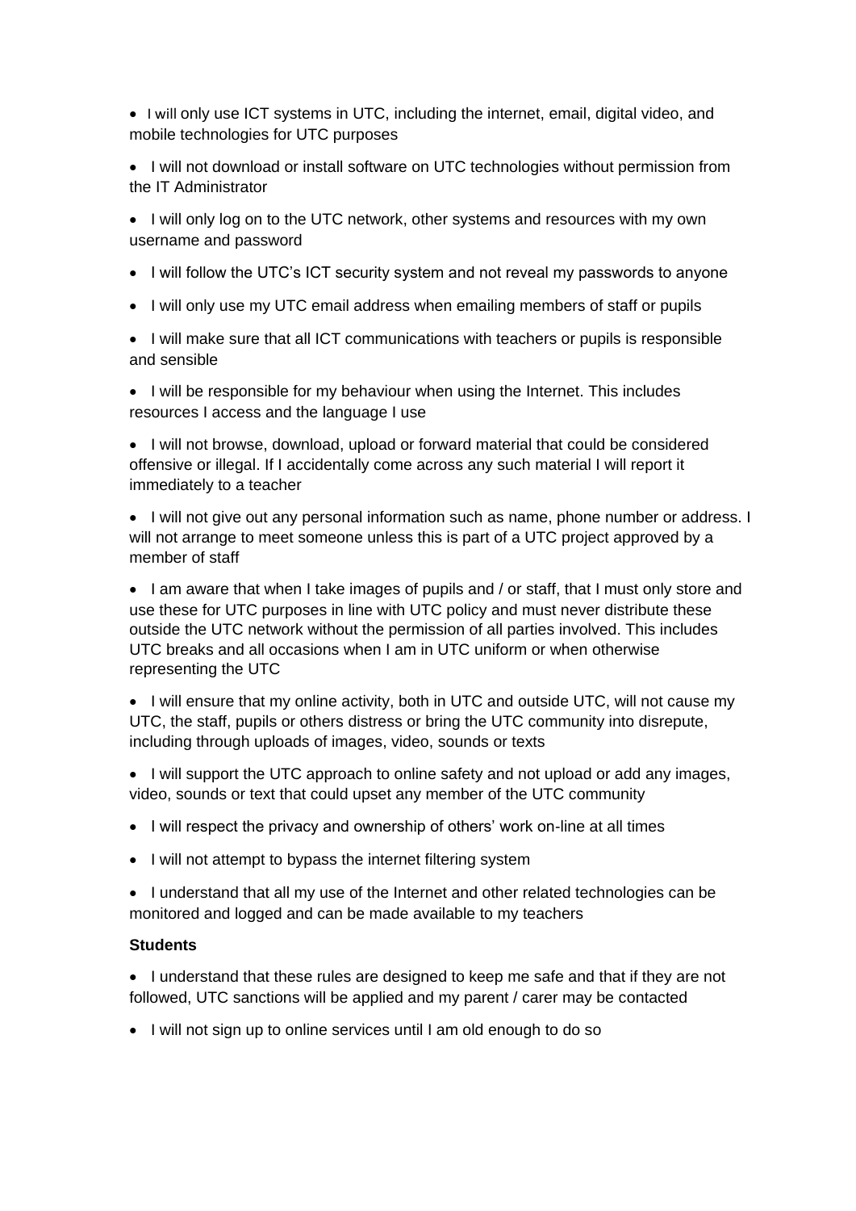- I will only use ICT systems in UTC, including the internet, email, digital video, and mobile technologies for UTC purposes
- I will not download or install software on UTC technologies without permission from the IT Administrator
- I will only log on to the UTC network, other systems and resources with my own username and password
- I will follow the UTC's ICT security system and not reveal my passwords to anyone
- I will only use my UTC email address when emailing members of staff or pupils
- I will make sure that all ICT communications with teachers or pupils is responsible and sensible
- I will be responsible for my behaviour when using the Internet. This includes resources I access and the language I use
- I will not browse, download, upload or forward material that could be considered offensive or illegal. If I accidentally come across any such material I will report it immediately to a teacher
- I will not give out any personal information such as name, phone number or address. I will not arrange to meet someone unless this is part of a UTC project approved by a member of staff
- I am aware that when I take images of pupils and / or staff, that I must only store and use these for UTC purposes in line with UTC policy and must never distribute these outside the UTC network without the permission of all parties involved. This includes UTC breaks and all occasions when I am in UTC uniform or when otherwise representing the UTC
- I will ensure that my online activity, both in UTC and outside UTC, will not cause my UTC, the staff, pupils or others distress or bring the UTC community into disrepute, including through uploads of images, video, sounds or texts
- I will support the UTC approach to online safety and not upload or add any images, video, sounds or text that could upset any member of the UTC community
- I will respect the privacy and ownership of others' work on-line at all times
- I will not attempt to bypass the internet filtering system
- I understand that all my use of the Internet and other related technologies can be monitored and logged and can be made available to my teachers

**Students**

- I understand that these rules are designed to keep me safe and that if they are not followed, UTC sanctions will be applied and my parent / carer may be contacted
- I will not sign up to online services until I am old enough to do so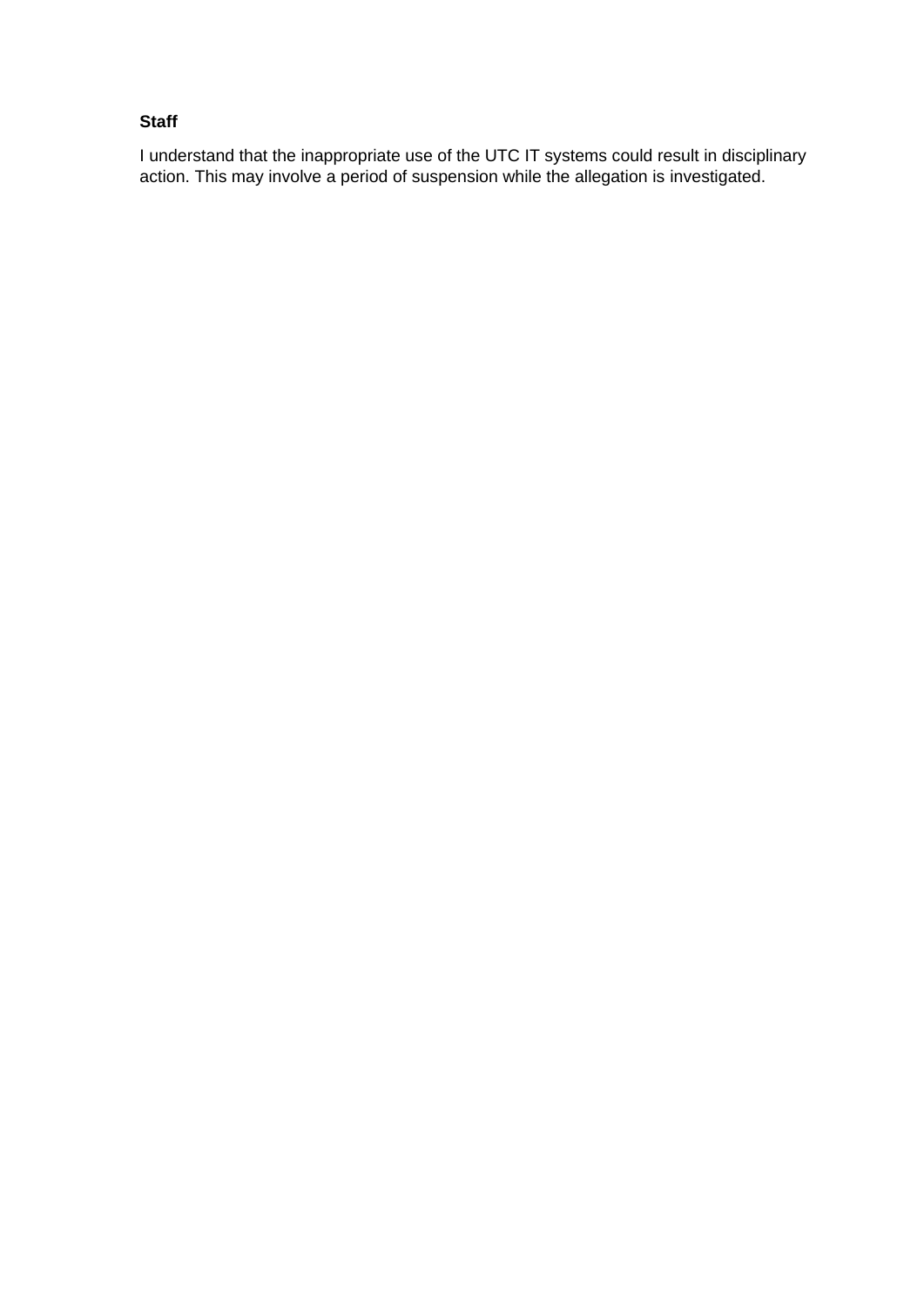**Staff**

I understand that the inappropriate use of the UTC IT systems could result in disciplinary action. This may involve a period of suspension while the allegation is investigated.